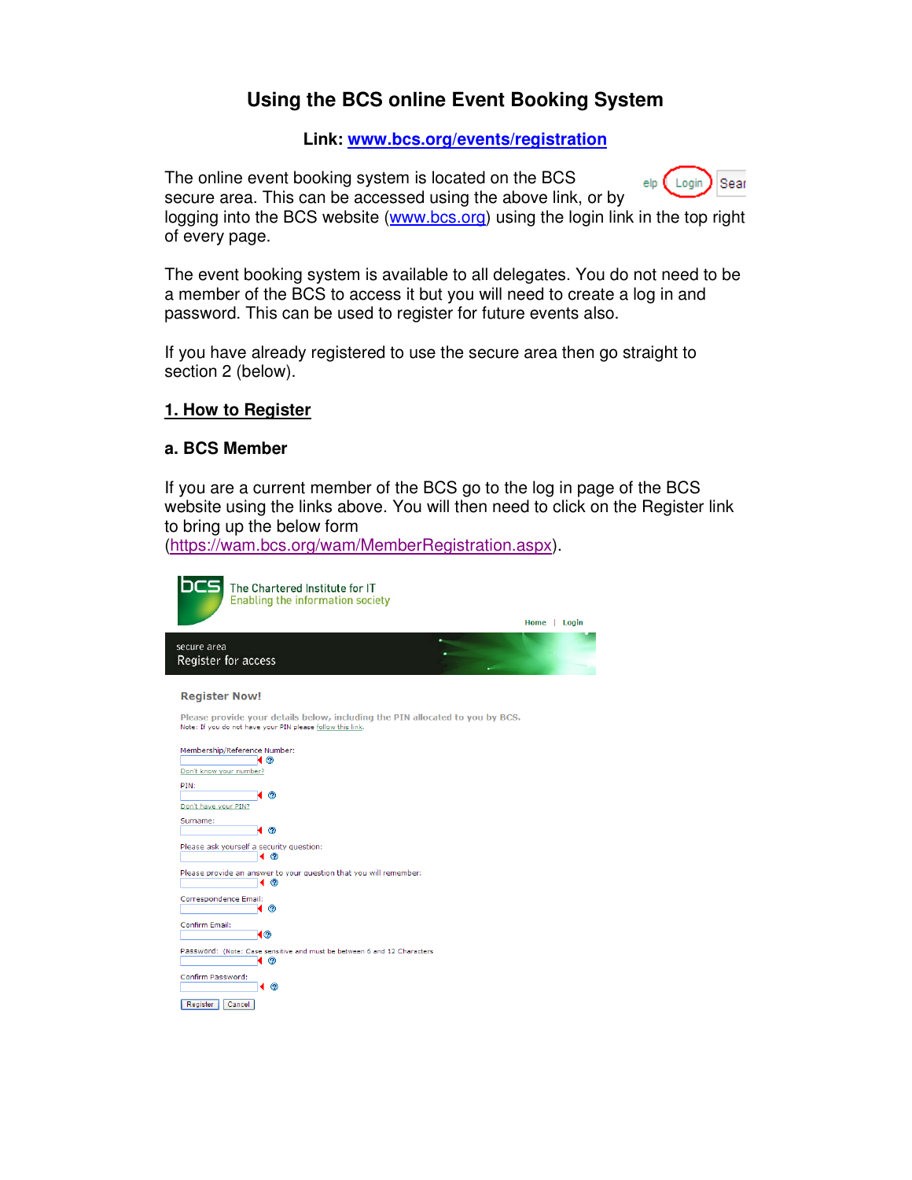# Using the BCS online Event Booking System

**Link: [www.bcs.org/events/registration](www.bcs.org/events/registration)**

The online event booking system is located on the BCS secure area. This can be accessed using the above link, or by logging into the BCS website ([www.bcs.org](www.bcs.org)) using the login link in the top right of every page.

The event booking system is available to all delegates. You do not need to be a member of the BCS to access it but you will need to create a log in and password. This can be used to register for future events also.

If you have already registered to use the secure area then go straight to section 2 (below).

## 1. How to Register

### a. BCS Member

If you are a current member of the BCS go to the log in page of the BCS website using the links above. You will then need to click on the Register link to bring up the below form ([https://wam.bcs.org/wam/MemberRegistration.aspx](https://wam.bcs.org/wam/MemberRegistration.aspx)).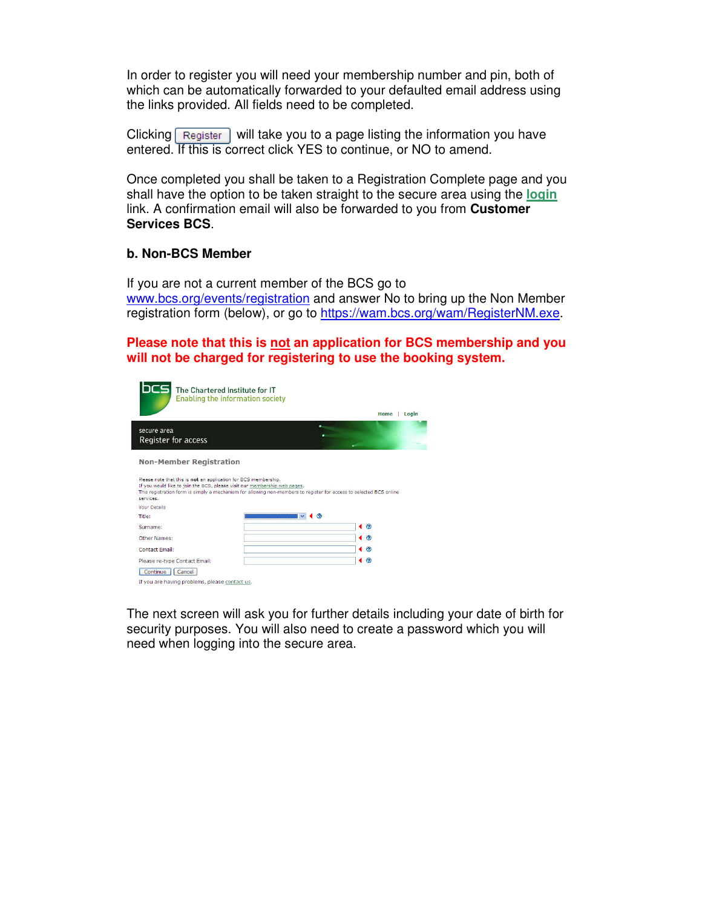In order to register you will need your membership number and pin, both of which can be automatically forwarded to your defaulted email address using the links provided. All fields need to be completed.

Clicking [Register] will take you to a page listing the information you have entered. If this is correct click YES to continue, or NO to amend.

Once completed you shall be taken to a Registration Complete page and you shall have the option to be taken straight to the secure area using the **login** link. A confirmation email will also be forwarded to you from **Customer Services BCS**.

### b. Non-BCS Member

If you are not a current member of the BCS go to www.bcs.org/events/registration and answer No to bring up the Non Member registration form (below), or go to https://wam.bcs.org/wam/RegisterNM.exe.

**Please note that this is not an application for BCS membership and you will not be charged for registering to use the booking system.**

bcs The Chartered Institute for IT
Enabling the information society

Home | Login

secure area
Register for access

**Non-Member Registration**

Please note that this is **not** an application for BCS membership.
If you would like to join the BCS, please visit our membership web pages.
The registration form is simply a mechanism for allowing non-members to register for access to selected BCS online services.

Your Details

Title:

Surname:

Other Names:

Contact Email:

Please re-type Contact Email:

[Continue] [Cancel]

If you are having problems, please contact us.

The next screen will ask you for further details including your date of birth for security purposes. You will also need to create a password which you will need when logging into the secure area.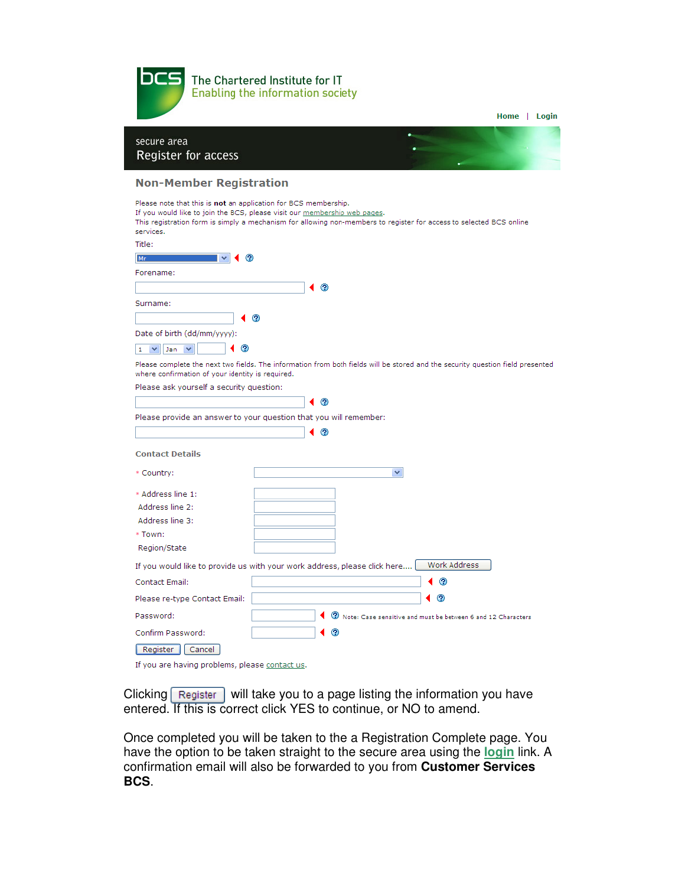The Chartered Institute for IT
Enabling the information society

Home | Login

secure area
Register for access

## Non-Member Registration

Please note that this is **not** an application for BCS membership.
If you would like to join the BCS, please visit our membership web pages.
This registration form is simply a mechanism for allowing non-members to register for access to selected BCS online services.

Title: Mr

Forename:

Surname:

Date of birth (dd/mm/yyyy): 1 Jan

Please complete the next two fields. The information from both fields will be stored and the security question field presented where confirmation of your identity is required.

Please ask yourself a security question:

Please provide an answer to your question that you will remember:

### Contact Details

* Country:

* Address line 1:

Address line 2:

Address line 3:

* Town:

Region/State

If you would like to provide us with your work address, please click here.... Work Address

Contact Email:

Please re-type Contact Email:

Password: Note: Case sensitive and must be between 6 and 12 Characters

Confirm Password:

Register Cancel

If you are having problems, please contact us.

Clicking Register will take you to a page listing the information you have entered. If this is correct click YES to continue, or NO to amend.

Once completed you will be taken to the a Registration Complete page. You have the option to be taken straight to the secure area using the **login** link. A confirmation email will also be forwarded to you from **Customer Services BCS**.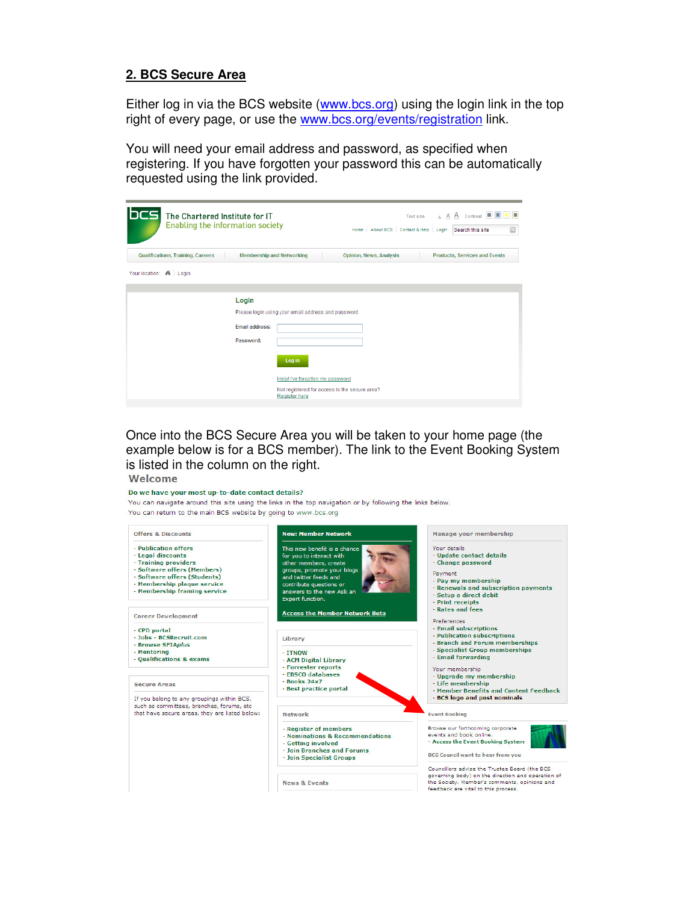## 2. BCS Secure Area

Either log in via the BCS website (www.bcs.org) using the login link in the top right of every page, or use the www.bcs.org/events/registration link.

You will need your email address and password, as specified when registering. If you have forgotten your password this can be automatically requested using the link provided.

Once into the BCS Secure Area you will be taken to your home page (the example below is for a BCS member). The link to the Event Booking System is listed in the column on the right.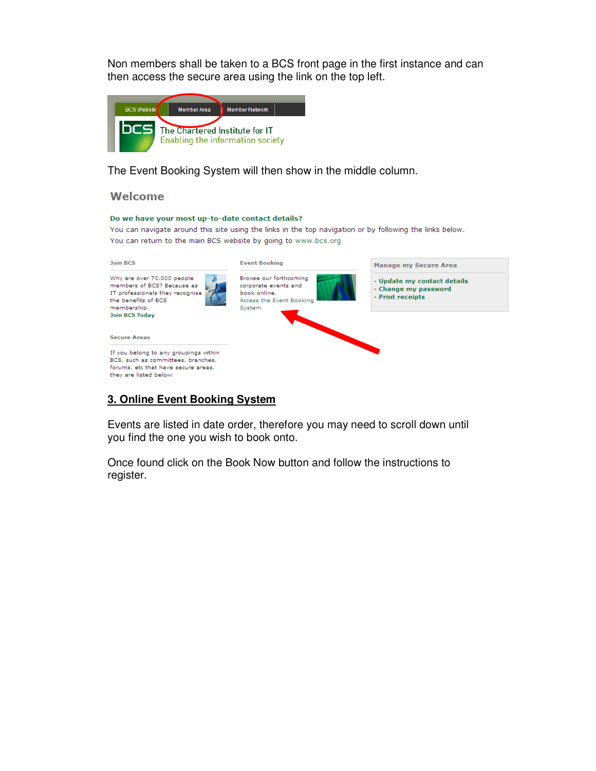Non members shall be taken to a BCS front page in the first instance and can then access the secure area using the link on the top left.

The Event Booking System will then show in the middle column.

## 3. Online Event Booking System

Events are listed in date order, therefore you may need to scroll down until you find the one you wish to book onto.

Once found click on the Book Now button and follow the instructions to register.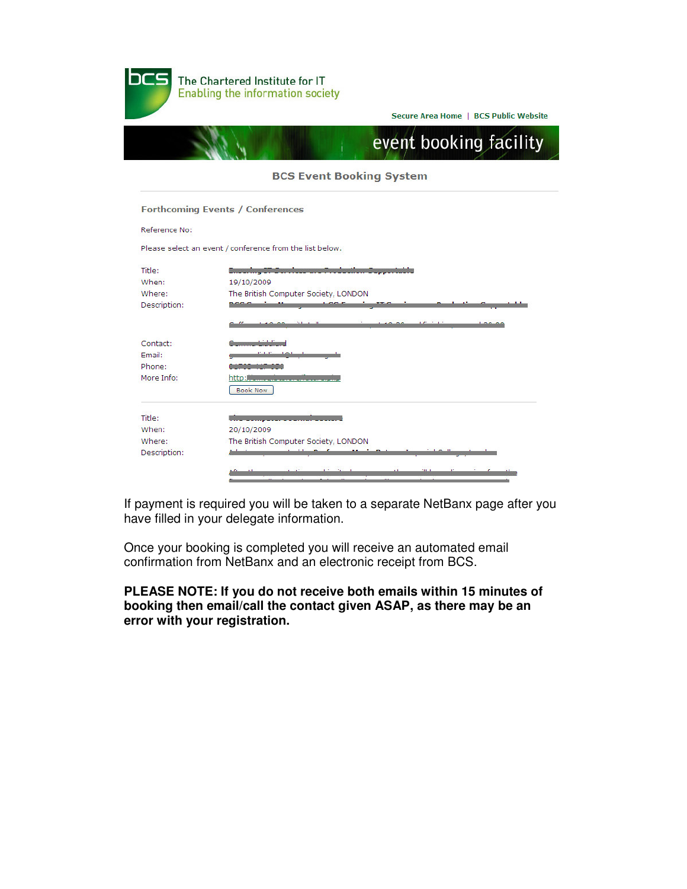bcs The Chartered Institute for IT
Enabling the information society

Secure Area Home | BCS Public Website

event booking facility

## BCS Event Booking System

### Forthcoming Events / Conferences

Reference No:

Please select an event / conference from the list below.

| | |
|---|---|
| Title: | |
| When: | 19/10/2009 |
| Where: | The British Computer Society, LONDON |
| Description: | |
| Contact: | |
| Email: | |
| Phone: | |
| More Info: | http: |
| | Book Now |

| | |
|---|---|
| Title: | |
| When: | 20/10/2009 |
| Where: | The British Computer Society, LONDON |
| Description: | |

If payment is required you will be taken to a separate NetBanx page after you have filled in your delegate information.

Once your booking is completed you will receive an automated email confirmation from NetBanx and an electronic receipt from BCS.

**PLEASE NOTE: If you do not receive both emails within 15 minutes of booking then email/call the contact given ASAP, as there may be an error with your registration.**